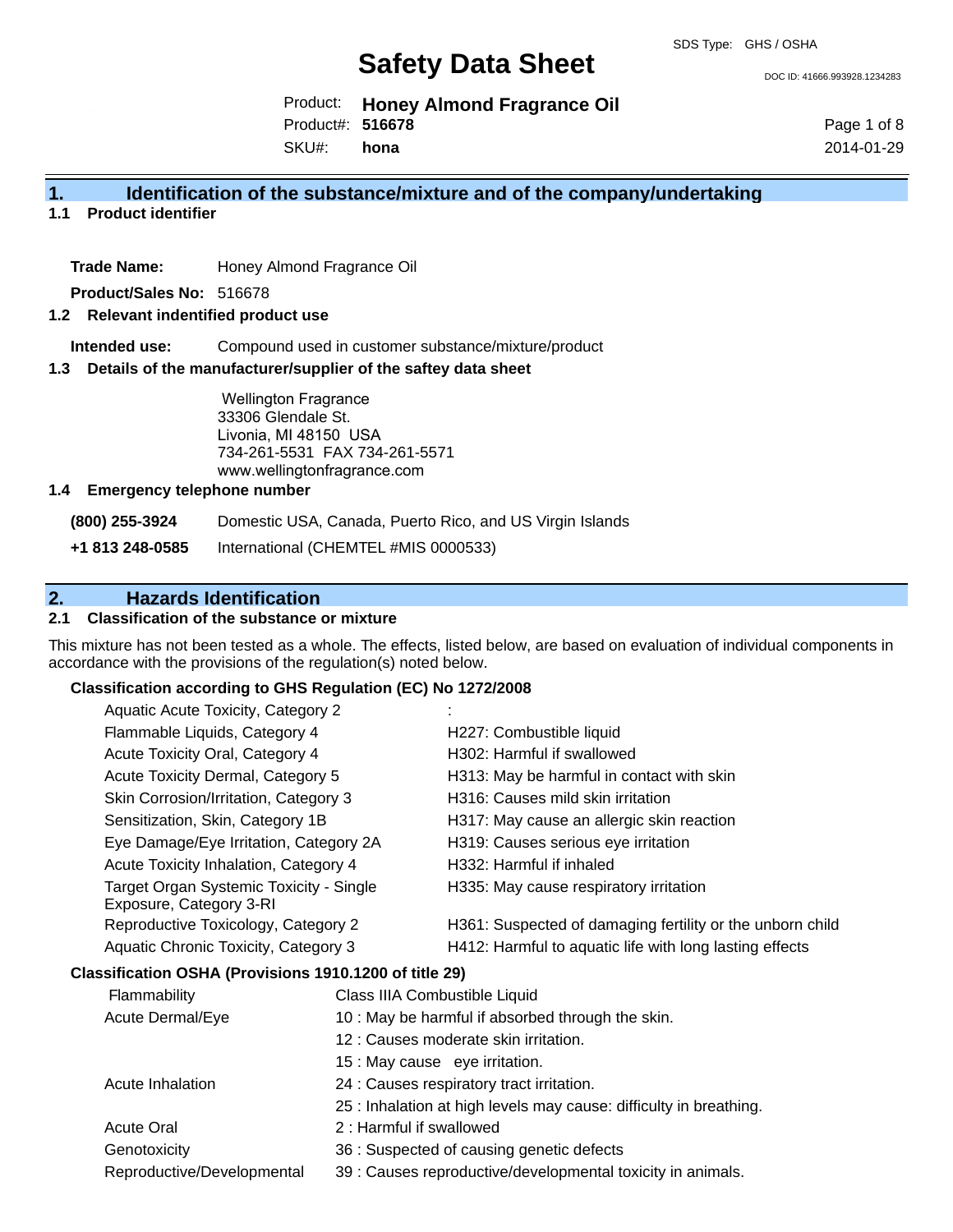SDS Type: GHS / OSHA

# Safety Data Sheet

DOC ID: 41666.993928.1234283

Product: **Honey Almond Fragrance Oil**
Product#: **516678**
SKU#: **hona**

2014-01-29

## 1. Identification of the substance/mixture and of the company/undertaking

### 1.1 Product identifier

**Trade Name:** Honey Almond Fragrance Oil

**Product/Sales No:** 516678

### 1.2 Relevant indentified product use

**Intended use:** Compound used in customer substance/mixture/product

### 1.3 Details of the manufacturer/supplier of the saftey data sheet

Wellington Fragrance
33306 Glendale St.
Livonia, MI 48150 USA
734-261-5531 FAX 734-261-5571
www.wellingtonfragrance.com

### 1.4 Emergency telephone number

| | |
|---|---|
| **(800) 255-3924** | Domestic USA, Canada, Puerto Rico, and US Virgin Islands |
| **+1 813 248-0585** | International (CHEMTEL #MIS 0000533) |

## 2. Hazards Identification

### 2.1 Classification of the substance or mixture

This mixture has not been tested as a whole. The effects, listed below, are based on evaluation of individual components in accordance with the provisions of the regulation(s) noted below.

**Classification according to GHS Regulation (EC) No 1272/2008**

| | |
|---|---|
| Aquatic Acute Toxicity, Category 2 | : |
| Flammable Liquids, Category 4 | H227: Combustible liquid |
| Acute Toxicity Oral, Category 4 | H302: Harmful if swallowed |
| Acute Toxicity Dermal, Category 5 | H313: May be harmful in contact with skin |
| Skin Corrosion/Irritation, Category 3 | H316: Causes mild skin irritation |
| Sensitization, Skin, Category 1B | H317: May cause an allergic skin reaction |
| Eye Damage/Eye Irritation, Category 2A | H319: Causes serious eye irritation |
| Acute Toxicity Inhalation, Category 4 | H332: Harmful if inhaled |
| Target Organ Systemic Toxicity - Single Exposure, Category 3-RI | H335: May cause respiratory irritation |
| Reproductive Toxicology, Category 2 | H361: Suspected of damaging fertility or the unborn child |
| Aquatic Chronic Toxicity, Category 3 | H412: Harmful to aquatic life with long lasting effects |

**Classification OSHA (Provisions 1910.1200 of title 29)**

| | |
|---|---|
| Flammability | Class IIIA Combustible Liquid |
| Acute Dermal/Eye | 10 : May be harmful if absorbed through the skin. |
| | 12 : Causes moderate skin irritation. |
| | 15 : May cause eye irritation. |
| Acute Inhalation | 24 : Causes respiratory tract irritation. |
| | 25 : Inhalation at high levels may cause: difficulty in breathing. |
| Acute Oral | 2 : Harmful if swallowed |
| Genotoxicity | 36 : Suspected of causing genetic defects |
| Reproductive/Developmental | 39 : Causes reproductive/developmental toxicity in animals. |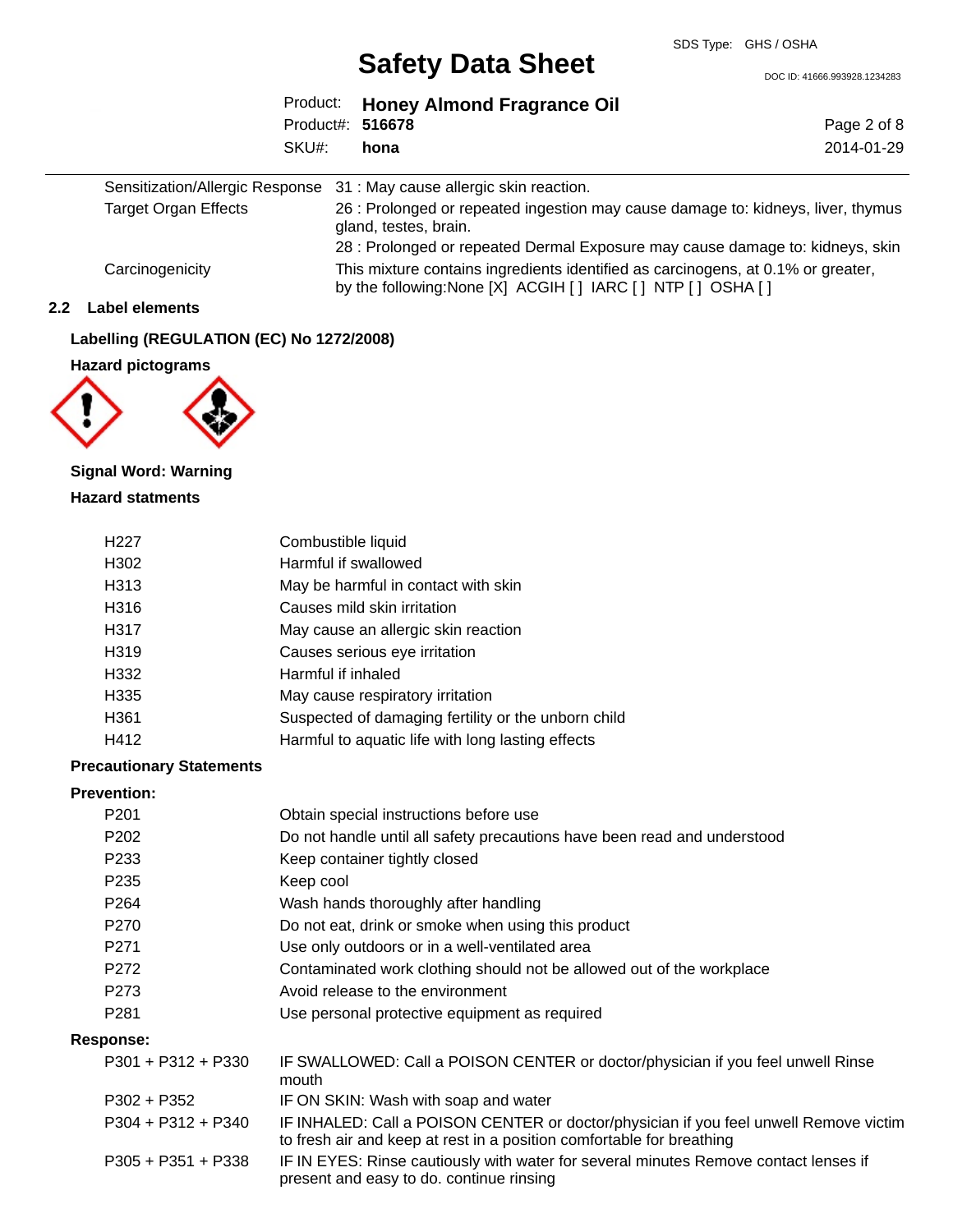| | |
|---|---|
| Sensitization/Allergic Response | 31 : May cause allergic skin reaction. |
| Target Organ Effects | 26 : Prolonged or repeated ingestion may cause damage to: kidneys, liver, thymus gland, testes, brain. |
| | 28 : Prolonged or repeated Dermal Exposure may cause damage to: kidneys, skin |
| Carcinogenicity | This mixture contains ingredients identified as carcinogens, at 0.1% or greater, by the following:None [X] ACGIH [ ] IARC [ ] NTP [ ] OSHA [ ] |

## 2.2 Label elements

**Labelling (REGULATION (EC) No 1272/2008)**

**Hazard pictograms**

**Signal Word: Warning**

**Hazard statments**

| | |
|---|---|
| H227 | Combustible liquid |
| H302 | Harmful if swallowed |
| H313 | May be harmful in contact with skin |
| H316 | Causes mild skin irritation |
| H317 | May cause an allergic skin reaction |
| H319 | Causes serious eye irritation |
| H332 | Harmful if inhaled |
| H335 | May cause respiratory irritation |
| H361 | Suspected of damaging fertility or the unborn child |
| H412 | Harmful to aquatic life with long lasting effects |

**Precautionary Statements**

**Prevention:**

| | |
|---|---|
| P201 | Obtain special instructions before use |
| P202 | Do not handle until all safety precautions have been read and understood |
| P233 | Keep container tightly closed |
| P235 | Keep cool |
| P264 | Wash hands thoroughly after handling |
| P270 | Do not eat, drink or smoke when using this product |
| P271 | Use only outdoors or in a well-ventilated area |
| P272 | Contaminated work clothing should not be allowed out of the workplace |
| P273 | Avoid release to the environment |
| P281 | Use personal protective equipment as required |

**Response:**

| | |
|---|---|
| P301 + P312 + P330 | IF SWALLOWED: Call a POISON CENTER or doctor/physician if you feel unwell Rinse mouth |
| P302 + P352 | IF ON SKIN: Wash with soap and water |
| P304 + P312 + P340 | IF INHALED: Call a POISON CENTER or doctor/physician if you feel unwell Remove victim to fresh air and keep at rest in a position comfortable for breathing |
| P305 + P351 + P338 | IF IN EYES: Rinse cautiously with water for several minutes Remove contact lenses if present and easy to do. continue rinsing |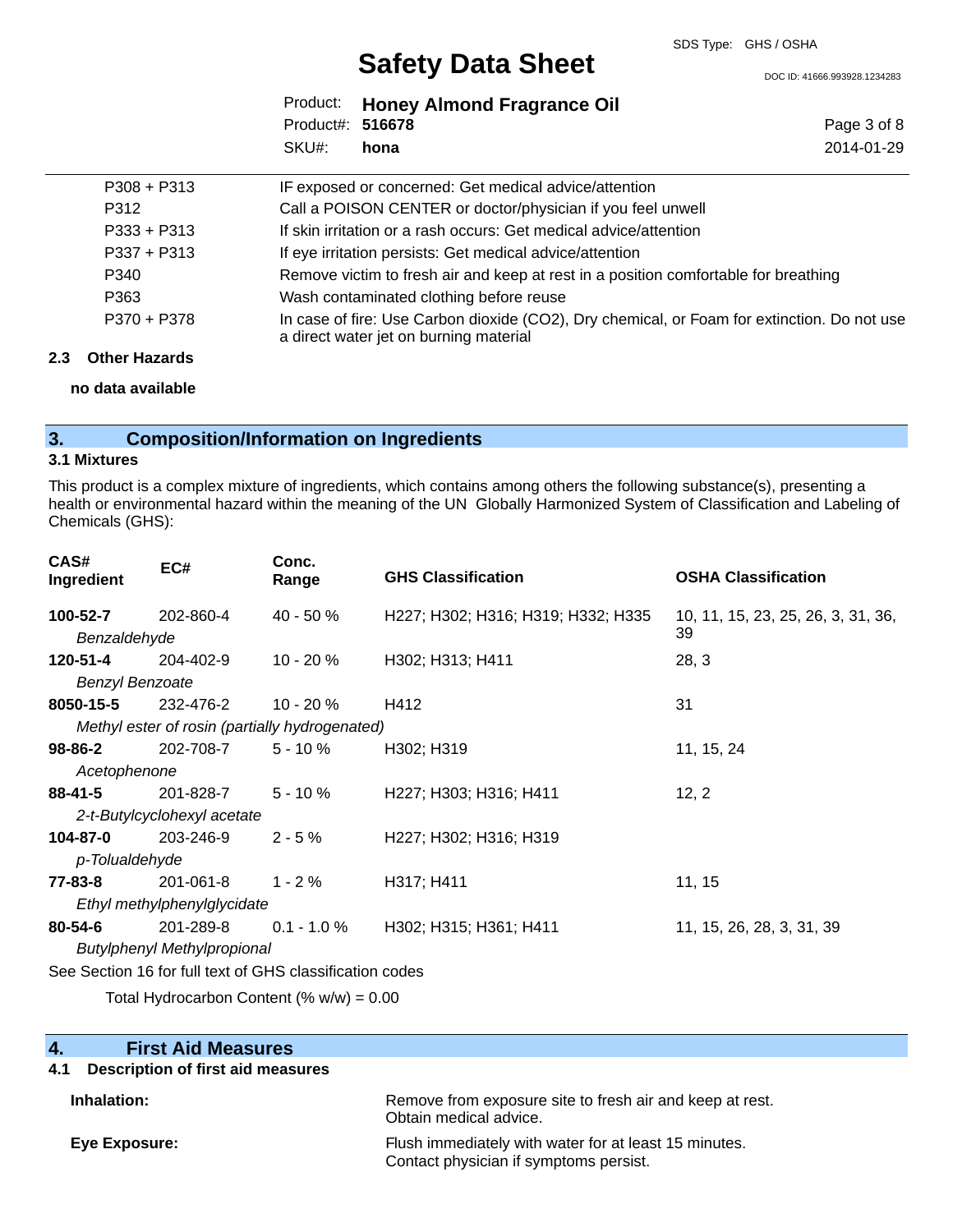| | |
|---|---|
| P308 + P313 | IF exposed or concerned: Get medical advice/attention |
| P312 | Call a POISON CENTER or doctor/physician if you feel unwell |
| P333 + P313 | If skin irritation or a rash occurs: Get medical advice/attention |
| P337 + P313 | If eye irritation persists: Get medical advice/attention |
| P340 | Remove victim to fresh air and keep at rest in a position comfortable for breathing |
| P363 | Wash contaminated clothing before reuse |
| P370 + P378 | In case of fire: Use Carbon dioxide ($CO_2$), Dry chemical, or Foam for extinction. Do not use a direct water jet on burning material |

### 2.3 Other Hazards

**no data available**

## 3. Composition/Information on Ingredients

### 3.1 Mixtures

This product is a complex mixture of ingredients, which contains among others the following substance(s), presenting a health or environmental hazard within the meaning of the UN Globally Harmonized System of Classification and Labeling of Chemicals (GHS):

| CAS# Ingredient | EC# | Conc. Range | GHS Classification | OSHA Classification |
|---|---|---|---|---|
| **100-52-7** *Benzaldehyde* | 202-860-4 | 40 - 50 % | H227; H302; H316; H319; H332; H335 | 10, 11, 15, 23, 25, 26, 3, 31, 36, 39 |
| **120-51-4** *Benzyl Benzoate* | 204-402-9 | 10 - 20 % | H302; H313; H411 | 28, 3 |
| **8050-15-5** *Methyl ester of rosin (partially hydrogenated)* | 232-476-2 | 10 - 20 % | H412 | 31 |
| **98-86-2** *Acetophenone* | 202-708-7 | 5 - 10 % | H302; H319 | 11, 15, 24 |
| **88-41-5** *2-t-Butylcyclohexyl acetate* | 201-828-7 | 5 - 10 % | H227; H303; H316; H411 | 12, 2 |
| **104-87-0** *p-Tolualdehyde* | 203-246-9 | 2 - 5 % | H227; H302; H316; H319 | |
| **77-83-8** *Ethyl methylphenylglycidate* | 201-061-8 | 1 - 2 % | H317; H411 | 11, 15 |
| **80-54-6** *Butylphenyl Methylpropional* | 201-289-8 | 0.1 - 1.0 % | H302; H315; H361; H411 | 11, 15, 26, 28, 3, 31, 39 |

See Section 16 for full text of GHS classification codes

Total Hydrocarbon Content (% w/w) = 0.00

## 4. First Aid Measures

### 4.1 Description of first aid measures

**Inhalation:** Remove from exposure site to fresh air and keep at rest. Obtain medical advice.

**Eye Exposure:** Flush immediately with water for at least 15 minutes. Contact physician if symptoms persist.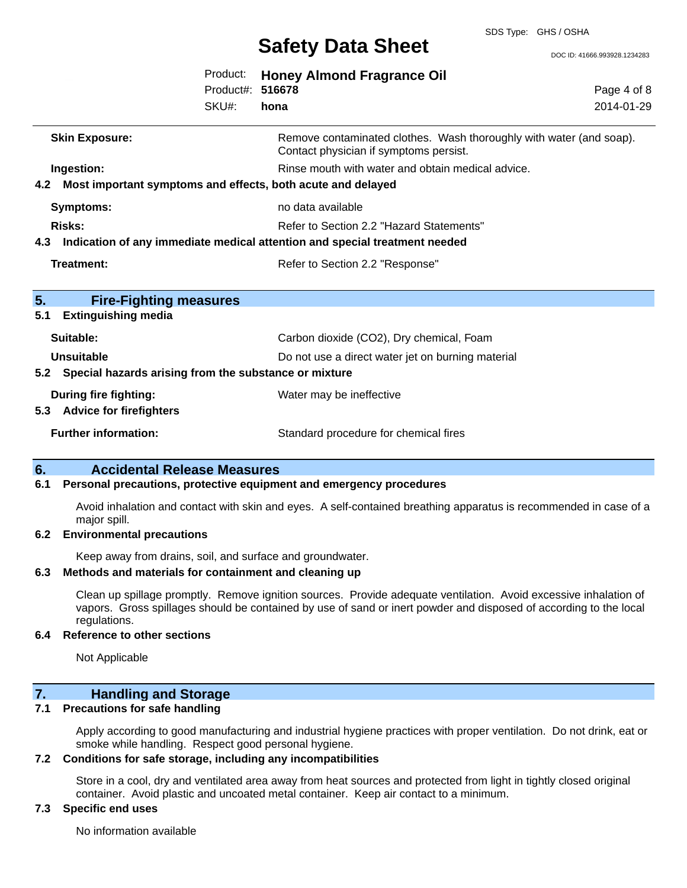| | |
|---|---|
| **Skin Exposure:** | Remove contaminated clothes. Wash thoroughly with water (and soap). Contact physician if symptoms persist. |
| **Ingestion:** | Rinse mouth with water and obtain medical advice. |

### 4.2 Most important symptoms and effects, both acute and delayed

| | |
|---|---|
| **Symptoms:** | no data available |
| **Risks:** | Refer to Section 2.2 "Hazard Statements" |

### 4.3 Indication of any immediate medical attention and special treatment needed

| | |
|---|---|
| **Treatment:** | Refer to Section 2.2 "Response" |

## 5. Fire-Fighting measures

### 5.1 Extinguishing media

| | |
|---|---|
| **Suitable:** | Carbon dioxide ($CO_2$), Dry chemical, Foam |
| **Unsuitable** | Do not use a direct water jet on burning material |

### 5.2 Special hazards arising from the substance or mixture

| | |
|---|---|
| **During fire fighting:** | Water may be ineffective |

### 5.3 Advice for firefighters

| | |
|---|---|
| **Further information:** | Standard procedure for chemical fires |

## 6. Accidental Release Measures

### 6.1 Personal precautions, protective equipment and emergency procedures

Avoid inhalation and contact with skin and eyes. A self-contained breathing apparatus is recommended in case of a major spill.

### 6.2 Environmental precautions

Keep away from drains, soil, and surface and groundwater.

### 6.3 Methods and materials for containment and cleaning up

Clean up spillage promptly. Remove ignition sources. Provide adequate ventilation. Avoid excessive inhalation of vapors. Gross spillages should be contained by use of sand or inert powder and disposed of according to the local regulations.

### 6.4 Reference to other sections

Not Applicable

## 7. Handling and Storage

### 7.1 Precautions for safe handling

Apply according to good manufacturing and industrial hygiene practices with proper ventilation. Do not drink, eat or smoke while handling. Respect good personal hygiene.

### 7.2 Conditions for safe storage, including any incompatibilities

Store in a cool, dry and ventilated area away from heat sources and protected from light in tightly closed original container. Avoid plastic and uncoated metal container. Keep air contact to a minimum.

### 7.3 Specific end uses

No information available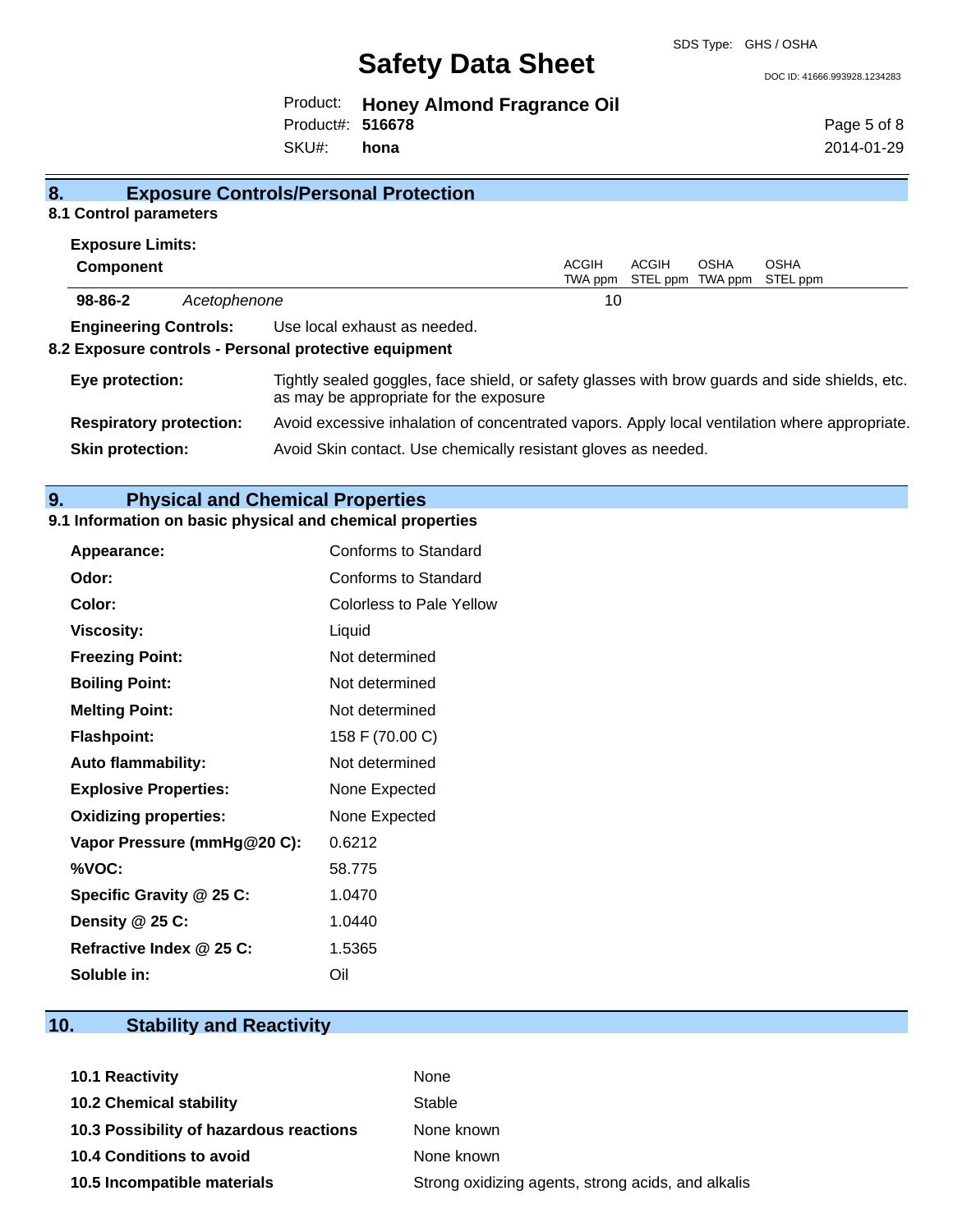## 8. Exposure Controls/Personal Protection

### 8.1 Control parameters

**Exposure Limits:**

| Component | | ACGIH TWA ppm | ACGIH STEL ppm | OSHA TWA ppm | OSHA STEL ppm |
|---|---|---|---|---|---|
| **98-86-2** | *Acetophenone* | 10 | | | |

**Engineering Controls:** Use local exhaust as needed.

### 8.2 Exposure controls - Personal protective equipment

**Eye protection:** Tightly sealed goggles, face shield, or safety glasses with brow guards and side shields, etc. as may be appropriate for the exposure

**Respiratory protection:** Avoid excessive inhalation of concentrated vapors. Apply local ventilation where appropriate.

**Skin protection:** Avoid Skin contact. Use chemically resistant gloves as needed.

## 9. Physical and Chemical Properties

### 9.1 Information on basic physical and chemical properties

| | |
|---|---|
| **Appearance:** | Conforms to Standard |
| **Odor:** | Conforms to Standard |
| **Color:** | Colorless to Pale Yellow |
| **Viscosity:** | Liquid |
| **Freezing Point:** | Not determined |
| **Boiling Point:** | Not determined |
| **Melting Point:** | Not determined |
| **Flashpoint:** | 158 F (70.00 C) |
| **Auto flammability:** | Not determined |
| **Explosive Properties:** | None Expected |
| **Oxidizing properties:** | None Expected |
| **Vapor Pressure (mmHg@20 C):** | 0.6212 |
| **%VOC:** | 58.775 |
| **Specific Gravity @ 25 C:** | 1.0470 |
| **Density @ 25 C:** | 1.0440 |
| **Refractive Index @ 25 C:** | 1.5365 |
| **Soluble in:** | Oil |

## 10. Stability and Reactivity

| | |
|---|---|
| **10.1 Reactivity** | None |
| **10.2 Chemical stability** | Stable |
| **10.3 Possibility of hazardous reactions** | None known |
| **10.4 Conditions to avoid** | None known |
| **10.5 Incompatible materials** | Strong oxidizing agents, strong acids, and alkalis |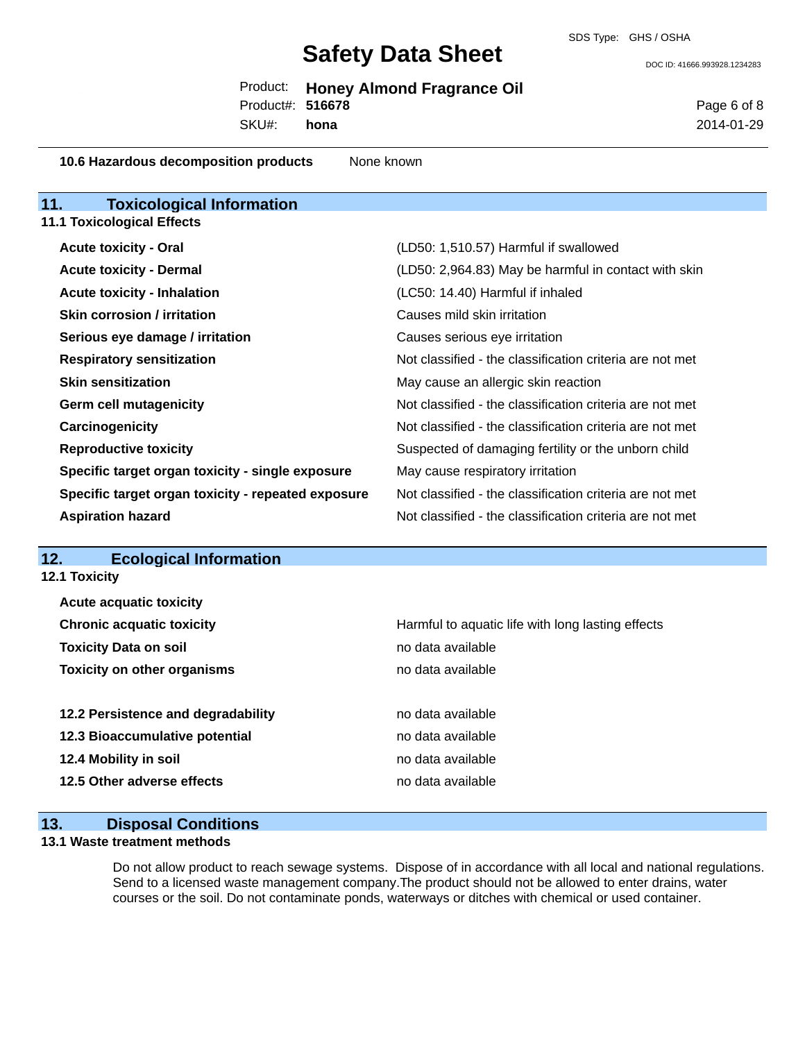**10.6 Hazardous decomposition products** None known

## 11. Toxicological Information

### 11.1 Toxicological Effects

| | |
|---|---|
| **Acute toxicity - Oral** | (LD50: 1,510.57) Harmful if swallowed |
| **Acute toxicity - Dermal** | (LD50: 2,964.83) May be harmful in contact with skin |
| **Acute toxicity - Inhalation** | (LC50: 14.40) Harmful if inhaled |
| **Skin corrosion / irritation** | Causes mild skin irritation |
| **Serious eye damage / irritation** | Causes serious eye irritation |
| **Respiratory sensitization** | Not classified - the classification criteria are not met |
| **Skin sensitization** | May cause an allergic skin reaction |
| **Germ cell mutagenicity** | Not classified - the classification criteria are not met |
| **Carcinogenicity** | Not classified - the classification criteria are not met |
| **Reproductive toxicity** | Suspected of damaging fertility or the unborn child |
| **Specific target organ toxicity - single exposure** | May cause respiratory irritation |
| **Specific target organ toxicity - repeated exposure** | Not classified - the classification criteria are not met |
| **Aspiration hazard** | Not classified - the classification criteria are not met |

## 12. Ecological Information

### 12.1 Toxicity

| | |
|---|---|
| **Acute acquatic toxicity** | |
| **Chronic acquatic toxicity** | Harmful to aquatic life with long lasting effects |
| **Toxicity Data on soil** | no data available |
| **Toxicity on other organisms** | no data available |

| | |
|---|---|
| **12.2 Persistence and degradability** | no data available |
| **12.3 Bioaccumulative potential** | no data available |
| **12.4 Mobility in soil** | no data available |
| **12.5 Other adverse effects** | no data available |

## 13. Disposal Conditions

### 13.1 Waste treatment methods

Do not allow product to reach sewage systems. Dispose of in accordance with all local and national regulations. Send to a licensed waste management company.The product should not be allowed to enter drains, water courses or the soil. Do not contaminate ponds, waterways or ditches with chemical or used container.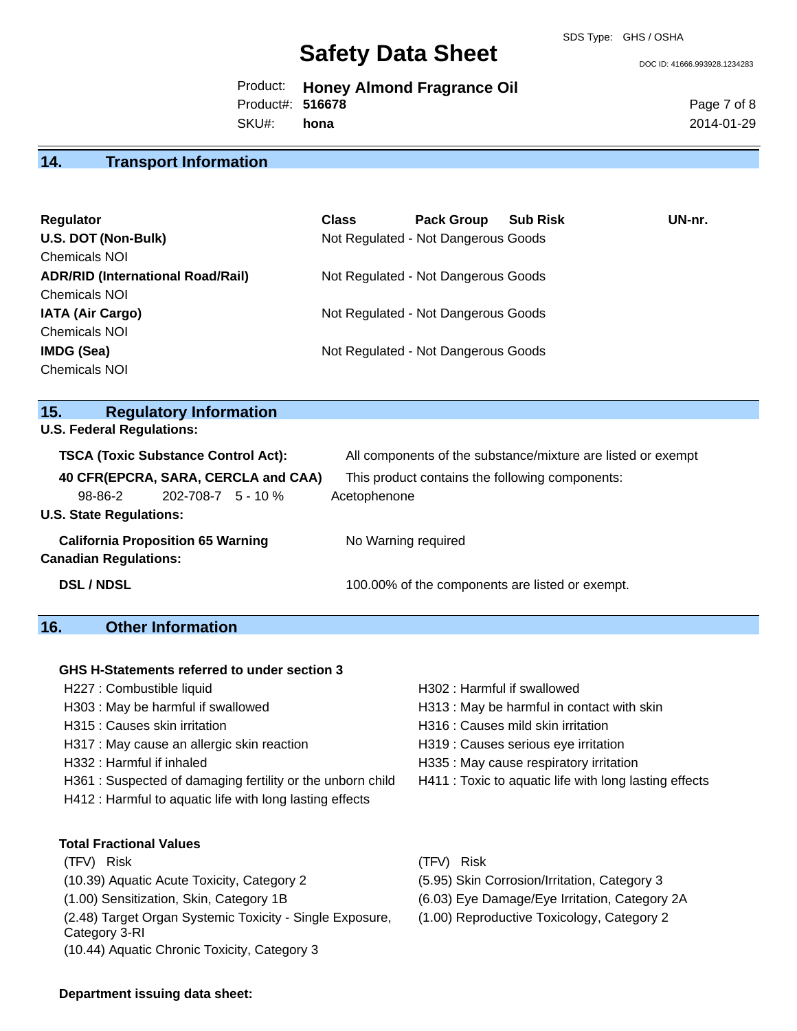## 14. Transport Information

| Regulator | Class | Pack Group | Sub Risk | UN-nr. |
|---|---|---|---|---|
| **U.S. DOT (Non-Bulk)** | Not Regulated - Not Dangerous Goods | | | |
| Chemicals NOI | | | | |
| **ADR/RID (International Road/Rail)** | Not Regulated - Not Dangerous Goods | | | |
| Chemicals NOI | | | | |
| **IATA (Air Cargo)** | Not Regulated - Not Dangerous Goods | | | |
| Chemicals NOI | | | | |
| **IMDG (Sea)** | Not Regulated - Not Dangerous Goods | | | |
| Chemicals NOI | | | | |

## 15. Regulatory Information

**U.S. Federal Regulations:**

**TSCA (Toxic Substance Control Act):** All components of the substance/mixture are listed or exempt

**40 CFR(EPCRA, SARA, CERCLA and CAA)** This product contains the following components:

| CAS | EINECS | % | Name |
|---|---|---|---|
| 98-86-2 | 202-708-7 | 5 - 10 % | Acetophenone |

**U.S. State Regulations:**

**California Proposition 65 Warning** No Warning required

**Canadian Regulations:**

**DSL / NDSL** 100.00% of the components are listed or exempt.

## 16. Other Information

**GHS H-Statements referred to under section 3**

- H227 : Combustible liquid
- H303 : May be harmful if swallowed
- H315 : Causes skin irritation
- H317 : May cause an allergic skin reaction
- H332 : Harmful if inhaled
- H361 : Suspected of damaging fertility or the unborn child
- H412 : Harmful to aquatic life with long lasting effects
- H302 : Harmful if swallowed
- H313 : May be harmful in contact with skin
- H316 : Causes mild skin irritation
- H319 : Causes serious eye irritation
- H335 : May cause respiratory irritation
- H411 : Toxic to aquatic life with long lasting effects

**Total Fractional Values**

(TFV) Risk

- (10.39) Aquatic Acute Toxicity, Category 2
- (1.00) Sensitization, Skin, Category 1B
- (2.48) Target Organ Systemic Toxicity - Single Exposure, Category 3-RI
- (10.44) Aquatic Chronic Toxicity, Category 3
- (5.95) Skin Corrosion/Irritation, Category 3
- (6.03) Eye Damage/Eye Irritation, Category 2A
- (1.00) Reproductive Toxicology, Category 2

**Department issuing data sheet:**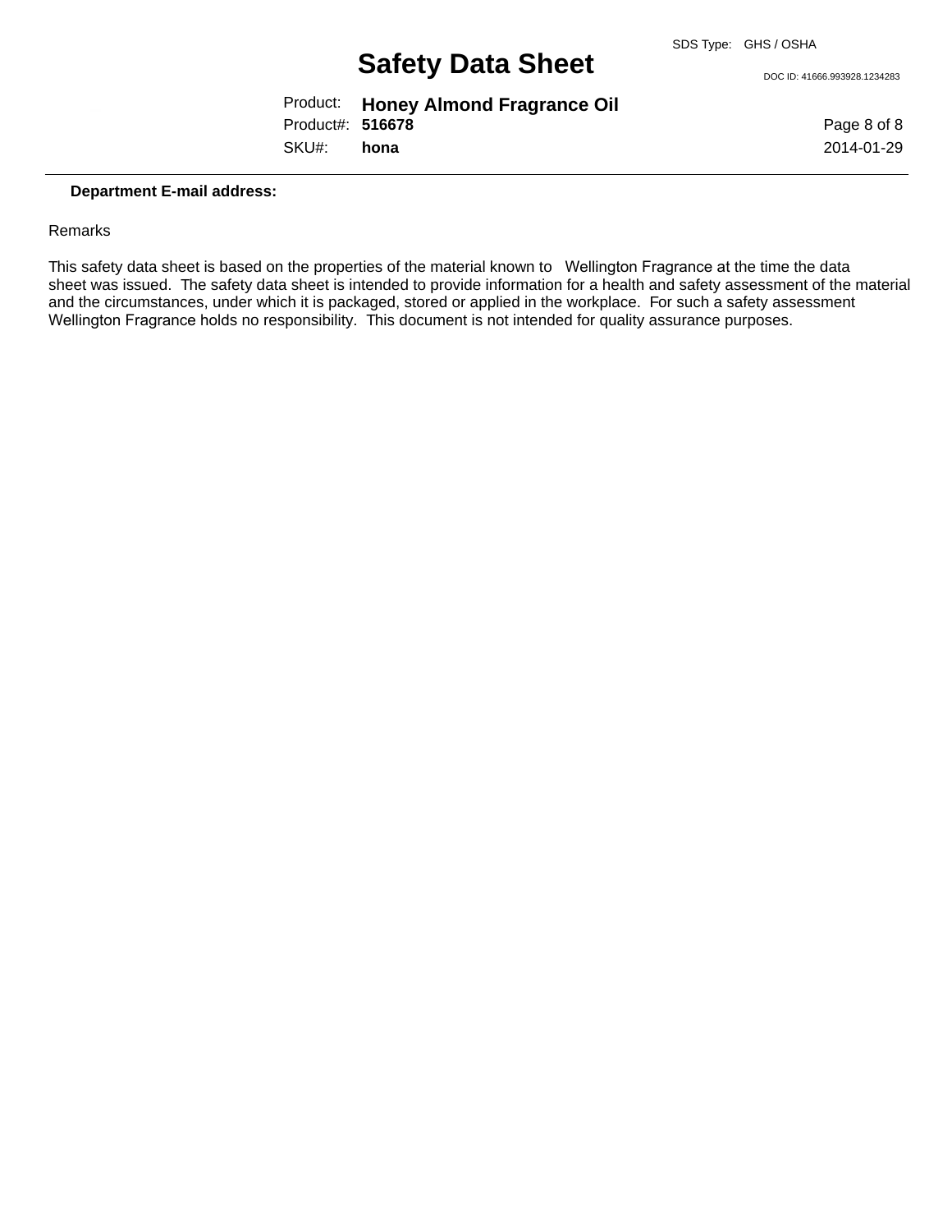**Department E-mail address:**

Remarks

This safety data sheet is based on the properties of the material known to Wellington Fragrance at the time the data sheet was issued. The safety data sheet is intended to provide information for a health and safety assessment of the material and the circumstances, under which it is packaged, stored or applied in the workplace. For such a safety assessment Wellington Fragrance holds no responsibility. This document is not intended for quality assurance purposes.